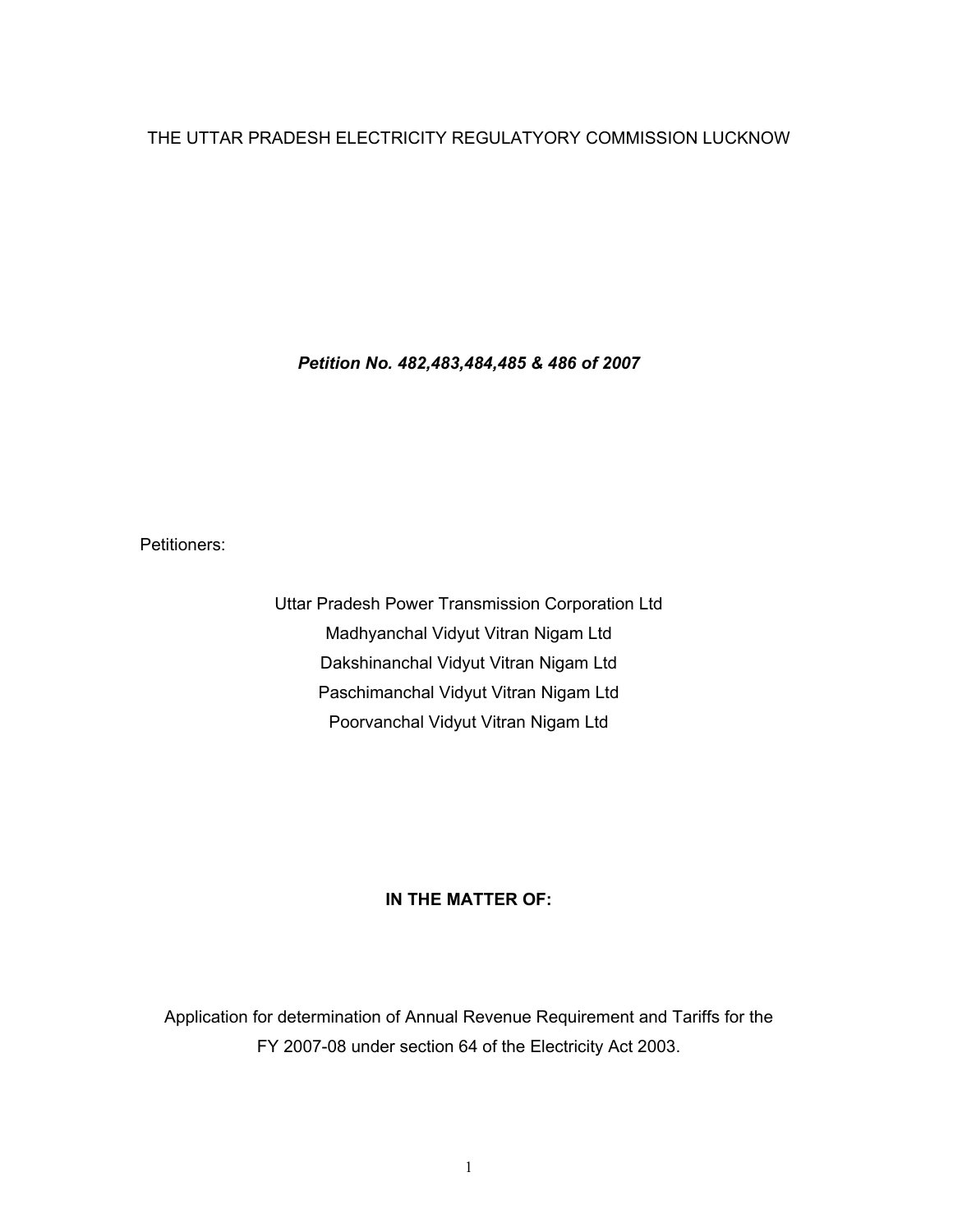THE UTTAR PRADESH ELECTRICITY REGULATYORY COMMISSION LUCKNOW

***Petition No. 482,483,484,485 & 486 of 2007***

Petitioners:

Uttar Pradesh Power Transmission Corporation Ltd
Madhyanchal Vidyut Vitran Nigam Ltd
Dakshinanchal Vidyut Vitran Nigam Ltd
Paschimanchal Vidyut Vitran Nigam Ltd
Poorvanchal Vidyut Vitran Nigam Ltd

**IN THE MATTER OF:**

Application for determination of Annual Revenue Requirement and Tariffs for the FY 2007-08 under section 64 of the Electricity Act 2003.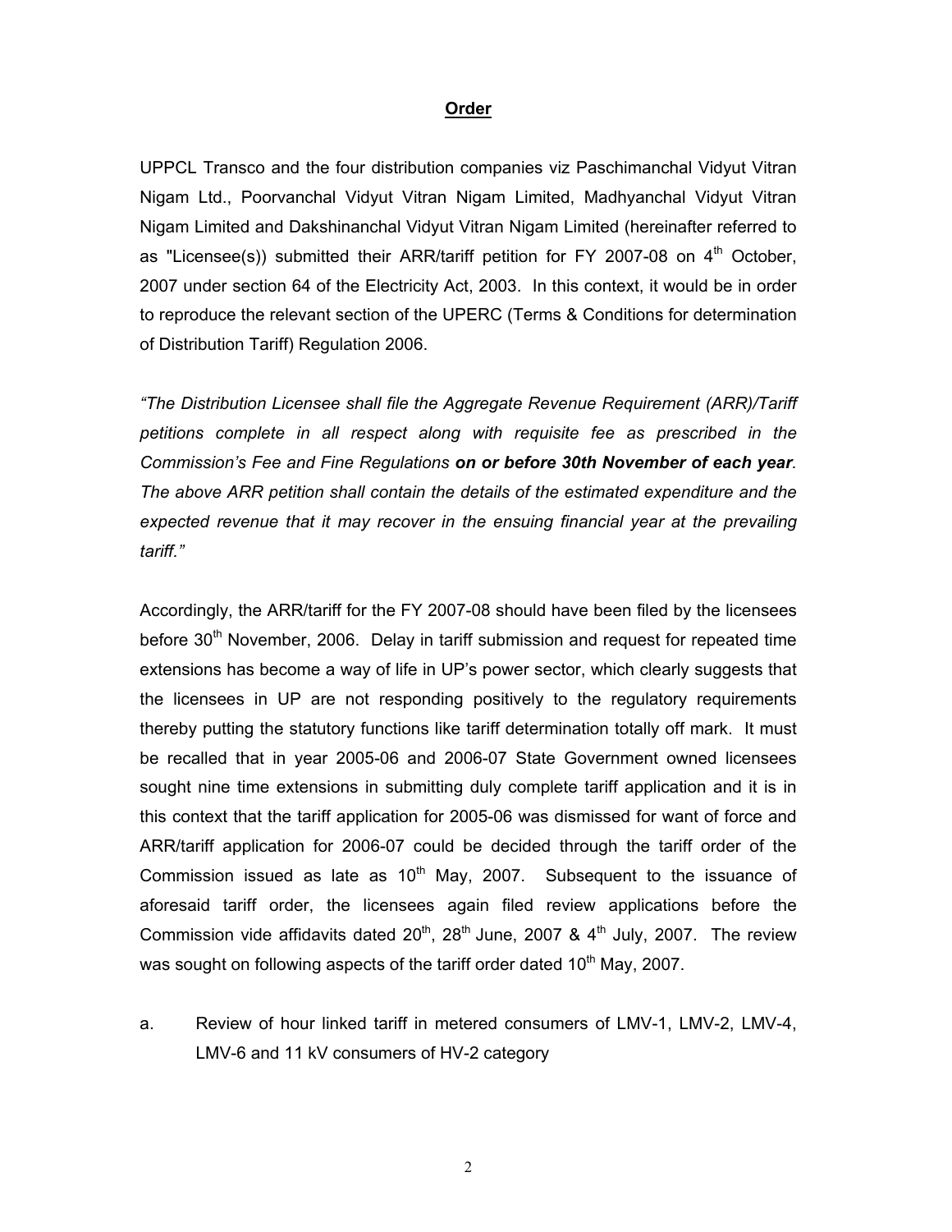## Order

UPPCL Transco and the four distribution companies viz Paschimanchal Vidyut Vitran Nigam Ltd., Poorvanchal Vidyut Vitran Nigam Limited, Madhyanchal Vidyut Vitran Nigam Limited and Dakshinanchal Vidyut Vitran Nigam Limited (hereinafter referred to as "Licensee(s)) submitted their ARR/tariff petition for FY 2007-08 on 4th October, 2007 under section 64 of the Electricity Act, 2003. In this context, it would be in order to reproduce the relevant section of the UPERC (Terms & Conditions for determination of Distribution Tariff) Regulation 2006.

*"The Distribution Licensee shall file the Aggregate Revenue Requirement (ARR)/Tariff petitions complete in all respect along with requisite fee as prescribed in the Commission's Fee and Fine Regulations* ***on or before 30th November of each year****. The above ARR petition shall contain the details of the estimated expenditure and the expected revenue that it may recover in the ensuing financial year at the prevailing tariff."*

Accordingly, the ARR/tariff for the FY 2007-08 should have been filed by the licensees before 30th November, 2006. Delay in tariff submission and request for repeated time extensions has become a way of life in UP's power sector, which clearly suggests that the licensees in UP are not responding positively to the regulatory requirements thereby putting the statutory functions like tariff determination totally off mark. It must be recalled that in year 2005-06 and 2006-07 State Government owned licensees sought nine time extensions in submitting duly complete tariff application and it is in this context that the tariff application for 2005-06 was dismissed for want of force and ARR/tariff application for 2006-07 could be decided through the tariff order of the Commission issued as late as 10th May, 2007. Subsequent to the issuance of aforesaid tariff order, the licensees again filed review applications before the Commission vide affidavits dated 20th, 28th June, 2007 & 4th July, 2007. The review was sought on following aspects of the tariff order dated 10th May, 2007.

a. Review of hour linked tariff in metered consumers of LMV-1, LMV-2, LMV-4, LMV-6 and 11 kV consumers of HV-2 category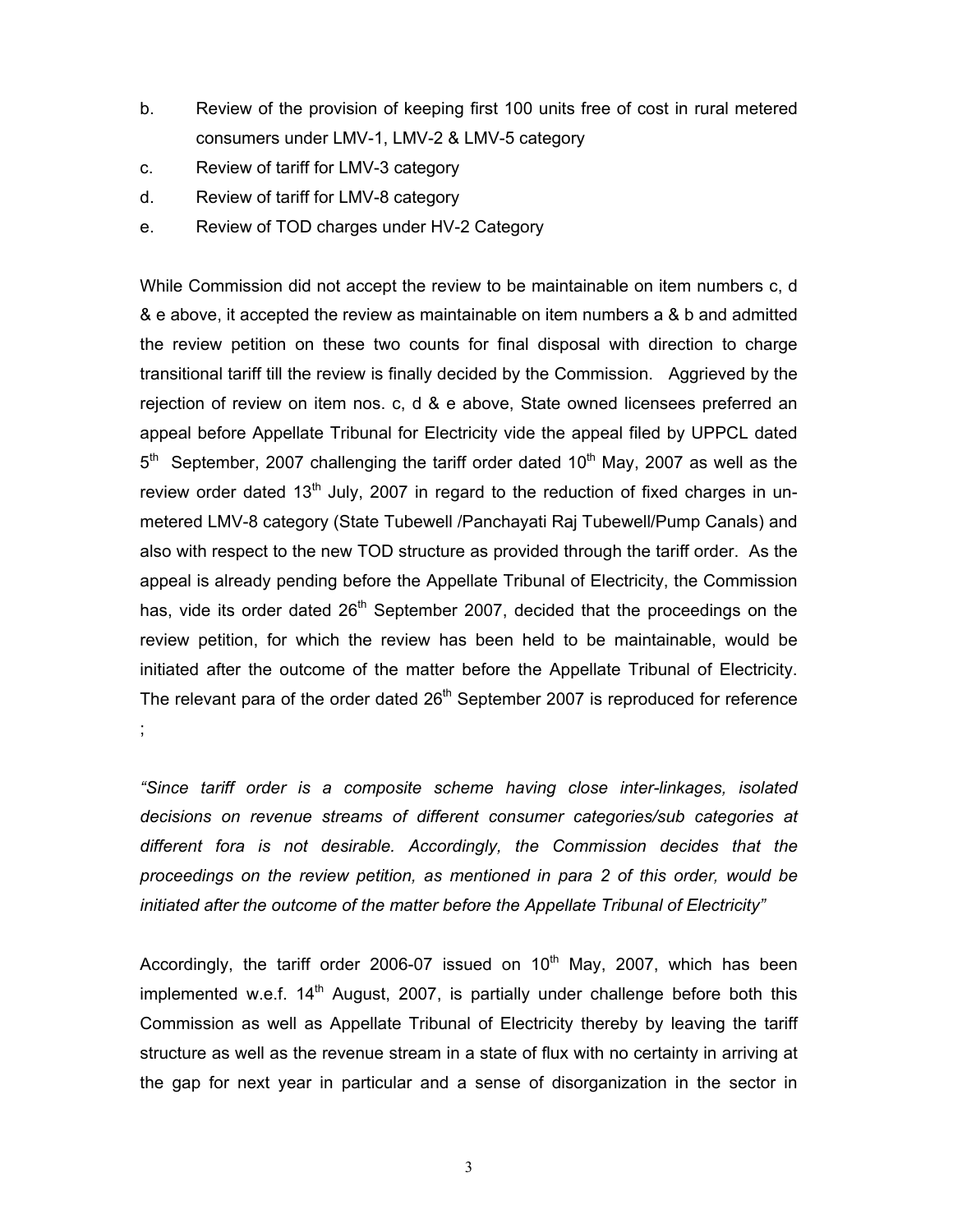b. Review of the provision of keeping first 100 units free of cost in rural metered consumers under LMV-1, LMV-2 & LMV-5 category

c. Review of tariff for LMV-3 category

d. Review of tariff for LMV-8 category

e. Review of TOD charges under HV-2 Category

While Commission did not accept the review to be maintainable on item numbers c, d & e above, it accepted the review as maintainable on item numbers a & b and admitted the review petition on these two counts for final disposal with direction to charge transitional tariff till the review is finally decided by the Commission. Aggrieved by the rejection of review on item nos. c, d & e above, State owned licensees preferred an appeal before Appellate Tribunal for Electricity vide the appeal filed by UPPCL dated 5th September, 2007 challenging the tariff order dated 10th May, 2007 as well as the review order dated 13th July, 2007 in regard to the reduction of fixed charges in un-metered LMV-8 category (State Tubewell /Panchayati Raj Tubewell/Pump Canals) and also with respect to the new TOD structure as provided through the tariff order. As the appeal is already pending before the Appellate Tribunal of Electricity, the Commission has, vide its order dated 26th September 2007, decided that the proceedings on the review petition, for which the review has been held to be maintainable, would be initiated after the outcome of the matter before the Appellate Tribunal of Electricity. The relevant para of the order dated 26th September 2007 is reproduced for reference ;

*"Since tariff order is a composite scheme having close inter-linkages, isolated decisions on revenue streams of different consumer categories/sub categories at different fora is not desirable. Accordingly, the Commission decides that the proceedings on the review petition, as mentioned in para 2 of this order, would be initiated after the outcome of the matter before the Appellate Tribunal of Electricity"*

Accordingly, the tariff order 2006-07 issued on 10th May, 2007, which has been implemented w.e.f. 14th August, 2007, is partially under challenge before both this Commission as well as Appellate Tribunal of Electricity thereby by leaving the tariff structure as well as the revenue stream in a state of flux with no certainty in arriving at the gap for next year in particular and a sense of disorganization in the sector in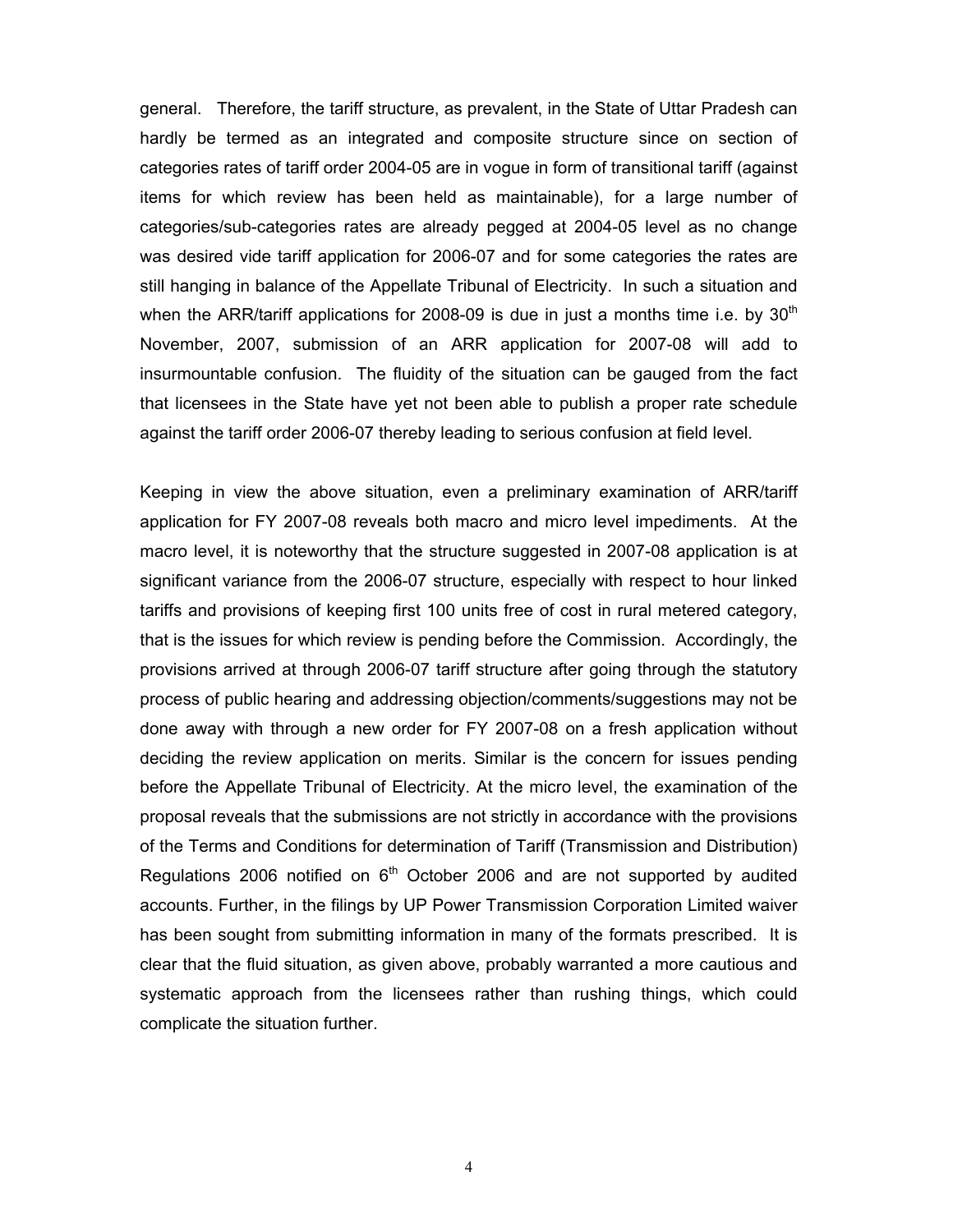general. Therefore, the tariff structure, as prevalent, in the State of Uttar Pradesh can hardly be termed as an integrated and composite structure since on section of categories rates of tariff order 2004-05 are in vogue in form of transitional tariff (against items for which review has been held as maintainable), for a large number of categories/sub-categories rates are already pegged at 2004-05 level as no change was desired vide tariff application for 2006-07 and for some categories the rates are still hanging in balance of the Appellate Tribunal of Electricity. In such a situation and when the ARR/tariff applications for 2008-09 is due in just a months time i.e. by 30th November, 2007, submission of an ARR application for 2007-08 will add to insurmountable confusion. The fluidity of the situation can be gauged from the fact that licensees in the State have yet not been able to publish a proper rate schedule against the tariff order 2006-07 thereby leading to serious confusion at field level.

Keeping in view the above situation, even a preliminary examination of ARR/tariff application for FY 2007-08 reveals both macro and micro level impediments. At the macro level, it is noteworthy that the structure suggested in 2007-08 application is at significant variance from the 2006-07 structure, especially with respect to hour linked tariffs and provisions of keeping first 100 units free of cost in rural metered category, that is the issues for which review is pending before the Commission. Accordingly, the provisions arrived at through 2006-07 tariff structure after going through the statutory process of public hearing and addressing objection/comments/suggestions may not be done away with through a new order for FY 2007-08 on a fresh application without deciding the review application on merits. Similar is the concern for issues pending before the Appellate Tribunal of Electricity. At the micro level, the examination of the proposal reveals that the submissions are not strictly in accordance with the provisions of the Terms and Conditions for determination of Tariff (Transmission and Distribution) Regulations 2006 notified on 6th October 2006 and are not supported by audited accounts. Further, in the filings by UP Power Transmission Corporation Limited waiver has been sought from submitting information in many of the formats prescribed. It is clear that the fluid situation, as given above, probably warranted a more cautious and systematic approach from the licensees rather than rushing things, which could complicate the situation further.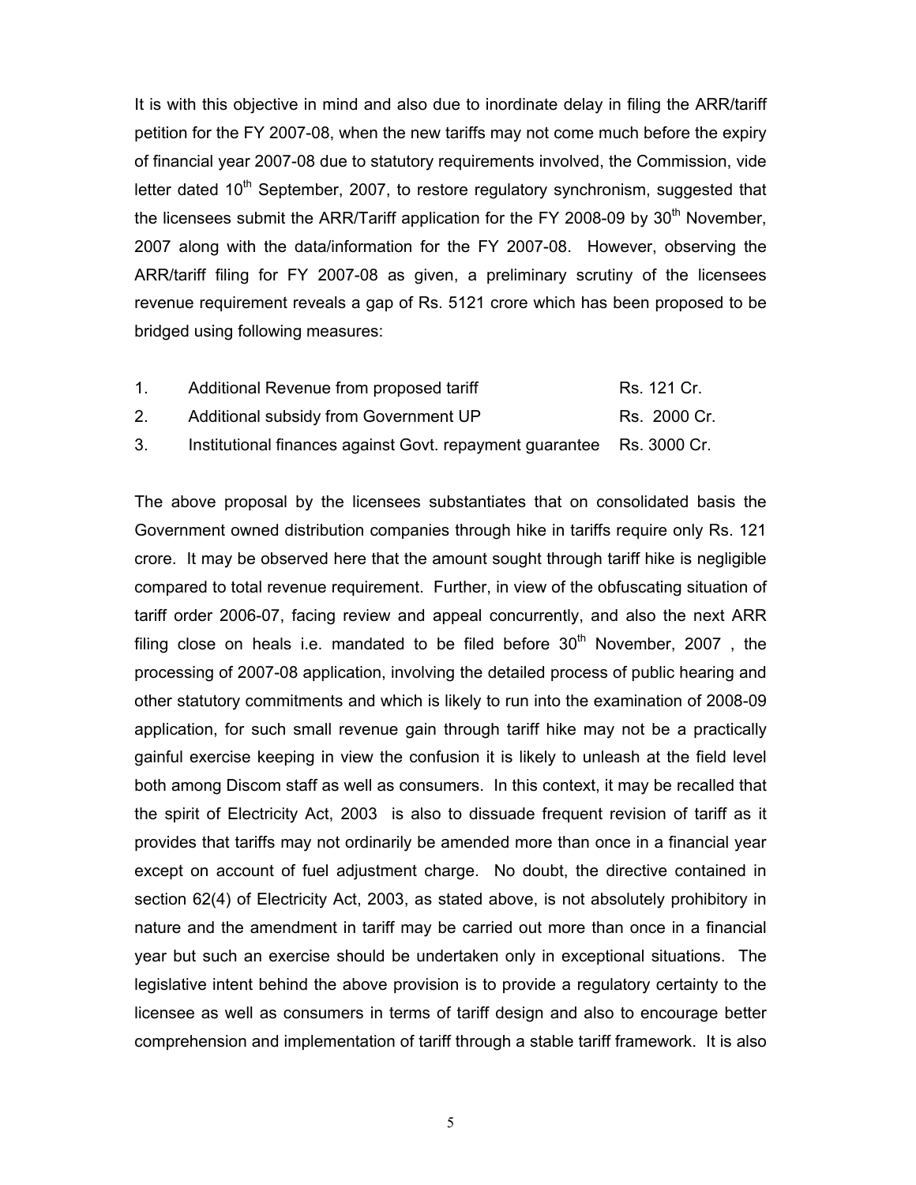It is with this objective in mind and also due to inordinate delay in filing the ARR/tariff petition for the FY 2007-08, when the new tariffs may not come much before the expiry of financial year 2007-08 due to statutory requirements involved, the Commission, vide letter dated 10th September, 2007, to restore regulatory synchronism, suggested that the licensees submit the ARR/Tariff application for the FY 2008-09 by 30th November, 2007 along with the data/information for the FY 2007-08. However, observing the ARR/tariff filing for FY 2007-08 as given, a preliminary scrutiny of the licensees revenue requirement reveals a gap of Rs. 5121 crore which has been proposed to be bridged using following measures:

| | | |
|---|---|---|
| 1. | Additional Revenue from proposed tariff | Rs. 121 Cr. |
| 2. | Additional subsidy from Government UP | Rs. 2000 Cr. |
| 3. | Institutional finances against Govt. repayment guarantee | Rs. 3000 Cr. |

The above proposal by the licensees substantiates that on consolidated basis the Government owned distribution companies through hike in tariffs require only Rs. 121 crore. It may be observed here that the amount sought through tariff hike is negligible compared to total revenue requirement. Further, in view of the obfuscating situation of tariff order 2006-07, facing review and appeal concurrently, and also the next ARR filing close on heals i.e. mandated to be filed before 30th November, 2007 , the processing of 2007-08 application, involving the detailed process of public hearing and other statutory commitments and which is likely to run into the examination of 2008-09 application, for such small revenue gain through tariff hike may not be a practically gainful exercise keeping in view the confusion it is likely to unleash at the field level both among Discom staff as well as consumers. In this context, it may be recalled that the spirit of Electricity Act, 2003 is also to dissuade frequent revision of tariff as it provides that tariffs may not ordinarily be amended more than once in a financial year except on account of fuel adjustment charge. No doubt, the directive contained in section 62(4) of Electricity Act, 2003, as stated above, is not absolutely prohibitory in nature and the amendment in tariff may be carried out more than once in a financial year but such an exercise should be undertaken only in exceptional situations. The legislative intent behind the above provision is to provide a regulatory certainty to the licensee as well as consumers in terms of tariff design and also to encourage better comprehension and implementation of tariff through a stable tariff framework. It is also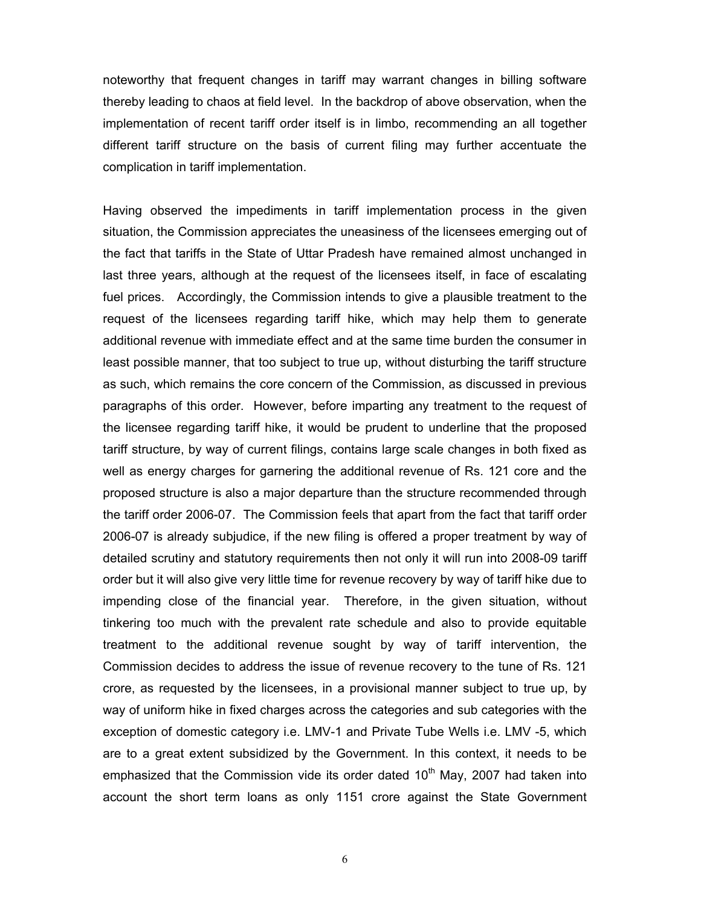noteworthy that frequent changes in tariff may warrant changes in billing software thereby leading to chaos at field level. In the backdrop of above observation, when the implementation of recent tariff order itself is in limbo, recommending an all together different tariff structure on the basis of current filing may further accentuate the complication in tariff implementation.

Having observed the impediments in tariff implementation process in the given situation, the Commission appreciates the uneasiness of the licensees emerging out of the fact that tariffs in the State of Uttar Pradesh have remained almost unchanged in last three years, although at the request of the licensees itself, in face of escalating fuel prices. Accordingly, the Commission intends to give a plausible treatment to the request of the licensees regarding tariff hike, which may help them to generate additional revenue with immediate effect and at the same time burden the consumer in least possible manner, that too subject to true up, without disturbing the tariff structure as such, which remains the core concern of the Commission, as discussed in previous paragraphs of this order. However, before imparting any treatment to the request of the licensee regarding tariff hike, it would be prudent to underline that the proposed tariff structure, by way of current filings, contains large scale changes in both fixed as well as energy charges for garnering the additional revenue of Rs. 121 core and the proposed structure is also a major departure than the structure recommended through the tariff order 2006-07. The Commission feels that apart from the fact that tariff order 2006-07 is already subjudice, if the new filing is offered a proper treatment by way of detailed scrutiny and statutory requirements then not only it will run into 2008-09 tariff order but it will also give very little time for revenue recovery by way of tariff hike due to impending close of the financial year. Therefore, in the given situation, without tinkering too much with the prevalent rate schedule and also to provide equitable treatment to the additional revenue sought by way of tariff intervention, the Commission decides to address the issue of revenue recovery to the tune of Rs. 121 crore, as requested by the licensees, in a provisional manner subject to true up, by way of uniform hike in fixed charges across the categories and sub categories with the exception of domestic category i.e. LMV-1 and Private Tube Wells i.e. LMV -5, which are to a great extent subsidized by the Government. In this context, it needs to be emphasized that the Commission vide its order dated 10th May, 2007 had taken into account the short term loans as only 1151 crore against the State Government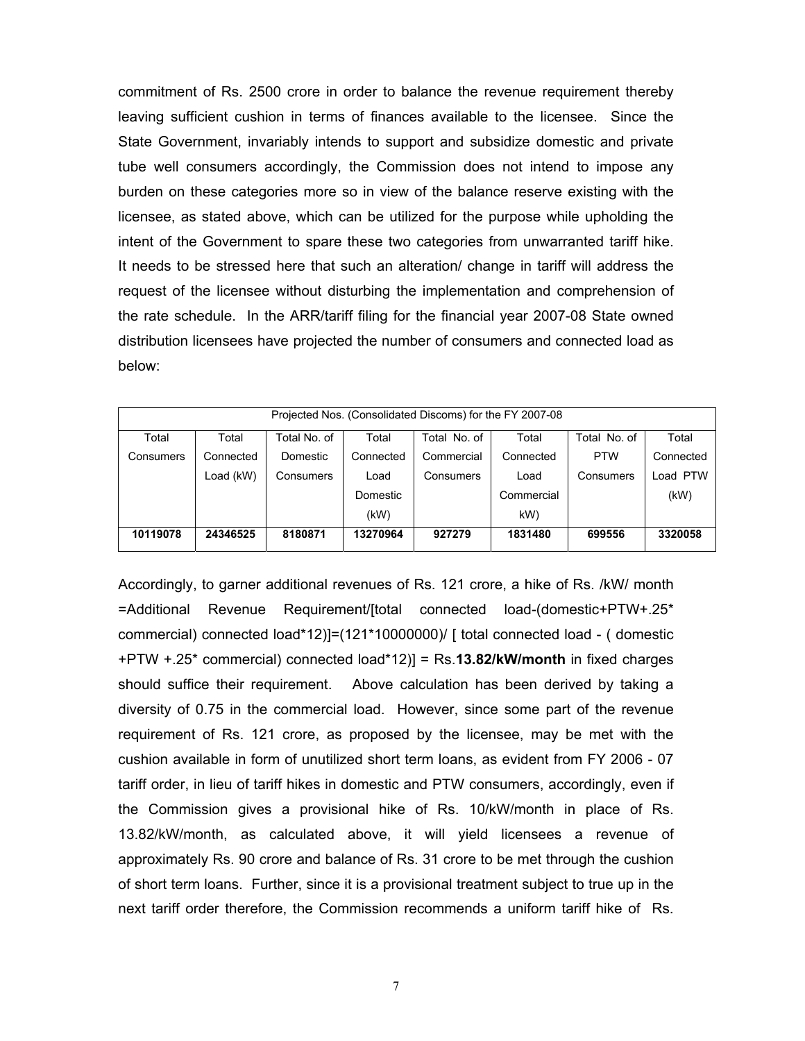commitment of Rs. 2500 crore in order to balance the revenue requirement thereby leaving sufficient cushion in terms of finances available to the licensee. Since the State Government, invariably intends to support and subsidize domestic and private tube well consumers accordingly, the Commission does not intend to impose any burden on these categories more so in view of the balance reserve existing with the licensee, as stated above, which can be utilized for the purpose while upholding the intent of the Government to spare these two categories from unwarranted tariff hike. It needs to be stressed here that such an alteration/ change in tariff will address the request of the licensee without disturbing the implementation and comprehension of the rate schedule. In the ARR/tariff filing for the financial year 2007-08 State owned distribution licensees have projected the number of consumers and connected load as below:

| Projected Nos. (Consolidated Discoms) for the FY 2007-08 | | | | | | | |
|---|---|---|---|---|---|---|---|
| Total Consumers | Total Connected Load (kW) | Total No. of Domestic Consumers | Total Connected Load Domestic (kW) | Total No. of Commercial Consumers | Total Connected Load Commercial kW) | Total No. of PTW Consumers | Total Connected Load PTW (kW) |
| **10119078** | **24346525** | **8180871** | **13270964** | **927279** | **1831480** | **699556** | **3320058** |

Accordingly, to garner additional revenues of Rs. 121 crore, a hike of Rs. /kW/ month =Additional Revenue Requirement/[total connected load-(domestic+PTW+.25* commercial) connected load*12)]=(121*10000000)/ [ total connected load - ( domestic +PTW +.25* commercial) connected load*12)] = Rs.**13.82/kW/month** in fixed charges should suffice their requirement. Above calculation has been derived by taking a diversity of 0.75 in the commercial load. However, since some part of the revenue requirement of Rs. 121 crore, as proposed by the licensee, may be met with the cushion available in form of unutilized short term loans, as evident from FY 2006 - 07 tariff order, in lieu of tariff hikes in domestic and PTW consumers, accordingly, even if the Commission gives a provisional hike of Rs. 10/kW/month in place of Rs. 13.82/kW/month, as calculated above, it will yield licensees a revenue of approximately Rs. 90 crore and balance of Rs. 31 crore to be met through the cushion of short term loans. Further, since it is a provisional treatment subject to true up in the next tariff order therefore, the Commission recommends a uniform tariff hike of Rs.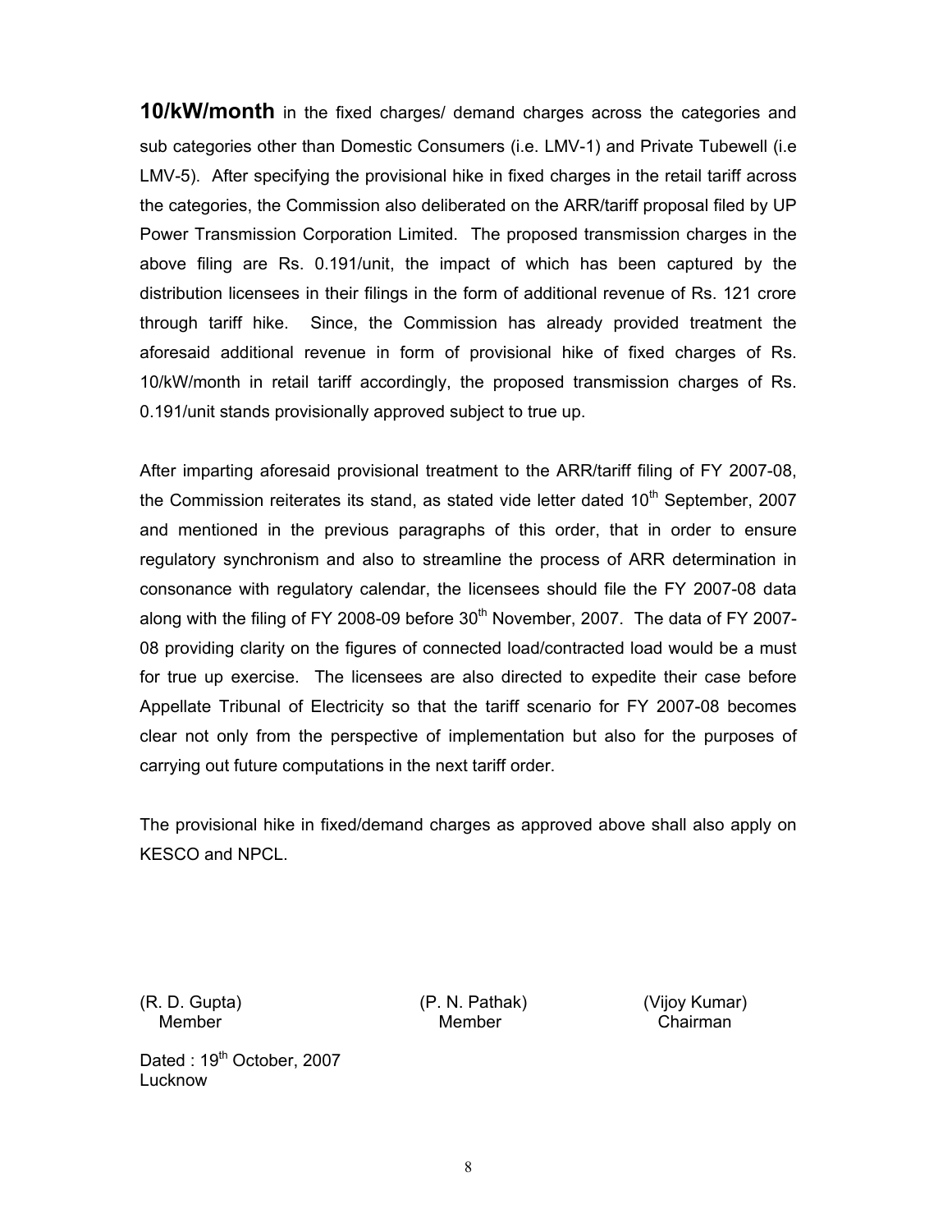**10/kW/month** in the fixed charges/ demand charges across the categories and sub categories other than Domestic Consumers (i.e. LMV-1) and Private Tubewell (i.e LMV-5). After specifying the provisional hike in fixed charges in the retail tariff across the categories, the Commission also deliberated on the ARR/tariff proposal filed by UP Power Transmission Corporation Limited. The proposed transmission charges in the above filing are Rs. 0.191/unit, the impact of which has been captured by the distribution licensees in their filings in the form of additional revenue of Rs. 121 crore through tariff hike. Since, the Commission has already provided treatment the aforesaid additional revenue in form of provisional hike of fixed charges of Rs. 10/kW/month in retail tariff accordingly, the proposed transmission charges of Rs. 0.191/unit stands provisionally approved subject to true up.

After imparting aforesaid provisional treatment to the ARR/tariff filing of FY 2007-08, the Commission reiterates its stand, as stated vide letter dated 10th September, 2007 and mentioned in the previous paragraphs of this order, that in order to ensure regulatory synchronism and also to streamline the process of ARR determination in consonance with regulatory calendar, the licensees should file the FY 2007-08 data along with the filing of FY 2008-09 before 30th November, 2007. The data of FY 2007-08 providing clarity on the figures of connected load/contracted load would be a must for true up exercise. The licensees are also directed to expedite their case before Appellate Tribunal of Electricity so that the tariff scenario for FY 2007-08 becomes clear not only from the perspective of implementation but also for the purposes of carrying out future computations in the next tariff order.

The provisional hike in fixed/demand charges as approved above shall also apply on KESCO and NPCL.

(R. D. Gupta)
Member

(P. N. Pathak)
Member

(Vijoy Kumar)
Chairman

Dated : 19th October, 2007
Lucknow